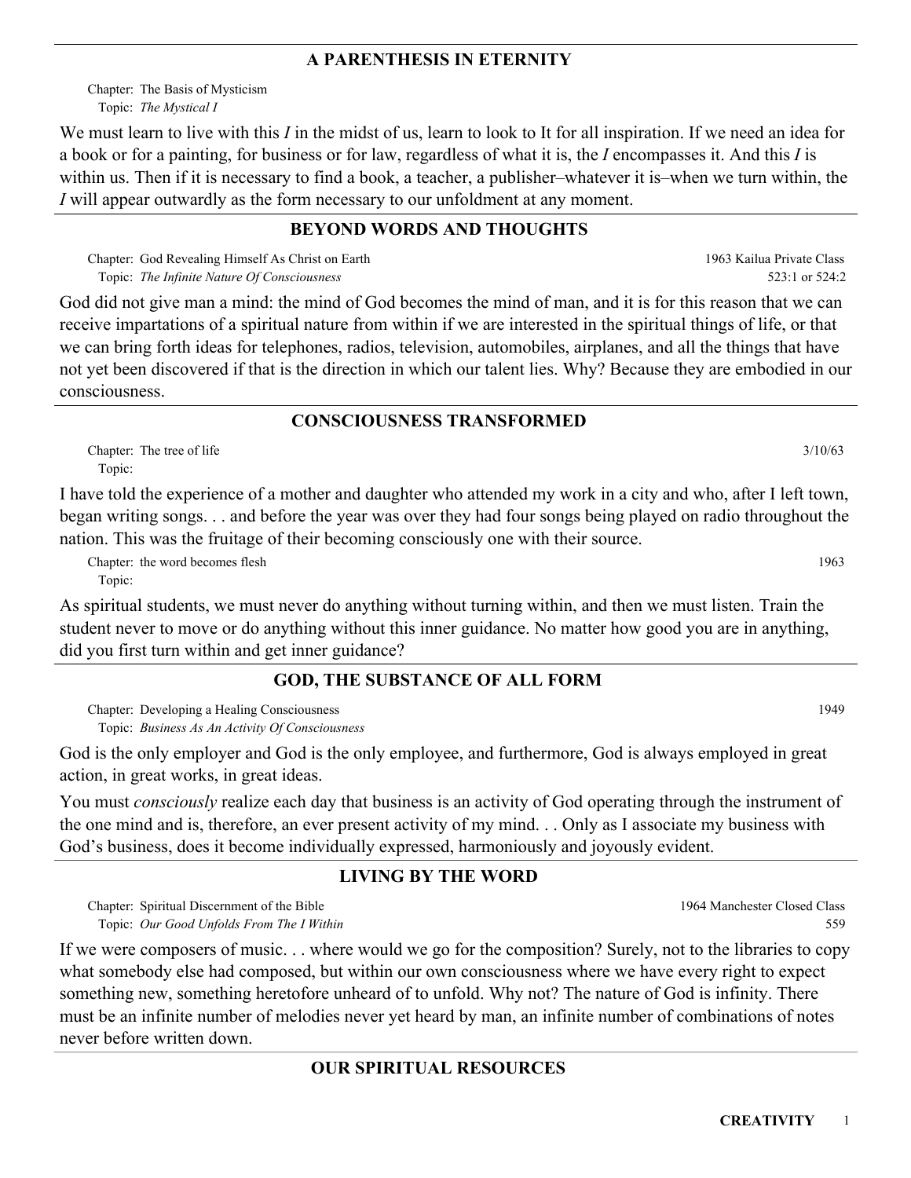## A PARENTHESIS IN ETERNITY

Chapter: The Basis of Mysticism
Topic: *The Mystical I*

We must learn to live with this *I* in the midst of us, learn to look to It for all inspiration. If we need an idea for a book or for a painting, for business or for law, regardless of what it is, the *I* encompasses it. And this *I* is within us. Then if it is necessary to find a book, a teacher, a publisher–whatever it is–when we turn within, the *I* will appear outwardly as the form necessary to our unfoldment at any moment.

## BEYOND WORDS AND THOUGHTS

Chapter: God Revealing Himself As Christ on Earth — 1963 Kailua Private Class
Topic: *The Infinite Nature Of Consciousness* — 523:1 or 524:2

God did not give man a mind: the mind of God becomes the mind of man, and it is for this reason that we can receive impartations of a spiritual nature from within if we are interested in the spiritual things of life, or that we can bring forth ideas for telephones, radios, television, automobiles, airplanes, and all the things that have not yet been discovered if that is the direction in which our talent lies. Why? Because they are embodied in our consciousness.

## CONSCIOUSNESS TRANSFORMED

Chapter: The tree of life — 3/10/63
Topic:

I have told the experience of a mother and daughter who attended my work in a city and who, after I left town, began writing songs. . . and before the year was over they had four songs being played on radio throughout the nation. This was the fruitage of their becoming consciously one with their source.

Chapter: the word becomes flesh — 1963
Topic:

As spiritual students, we must never do anything without turning within, and then we must listen. Train the student never to move or do anything without this inner guidance. No matter how good you are in anything, did you first turn within and get inner guidance?

## GOD, THE SUBSTANCE OF ALL FORM

Chapter: Developing a Healing Consciousness — 1949
Topic: *Business As An Activity Of Consciousness*

God is the only employer and God is the only employee, and furthermore, God is always employed in great action, in great works, in great ideas.

You must *consciously* realize each day that business is an activity of God operating through the instrument of the one mind and is, therefore, an ever present activity of my mind. . . Only as I associate my business with God's business, does it become individually expressed, harmoniously and joyously evident.

## LIVING BY THE WORD

Chapter: Spiritual Discernment of the Bible — 1964 Manchester Closed Class
Topic: *Our Good Unfolds From The I Within* — 559

If we were composers of music. . . where would we go for the composition? Surely, not to the libraries to copy what somebody else had composed, but within our own consciousness where we have every right to expect something new, something heretofore unheard of to unfold. Why not? The nature of God is infinity. There must be an infinite number of melodies never yet heard by man, an infinite number of combinations of notes never before written down.

## OUR SPIRITUAL RESOURCES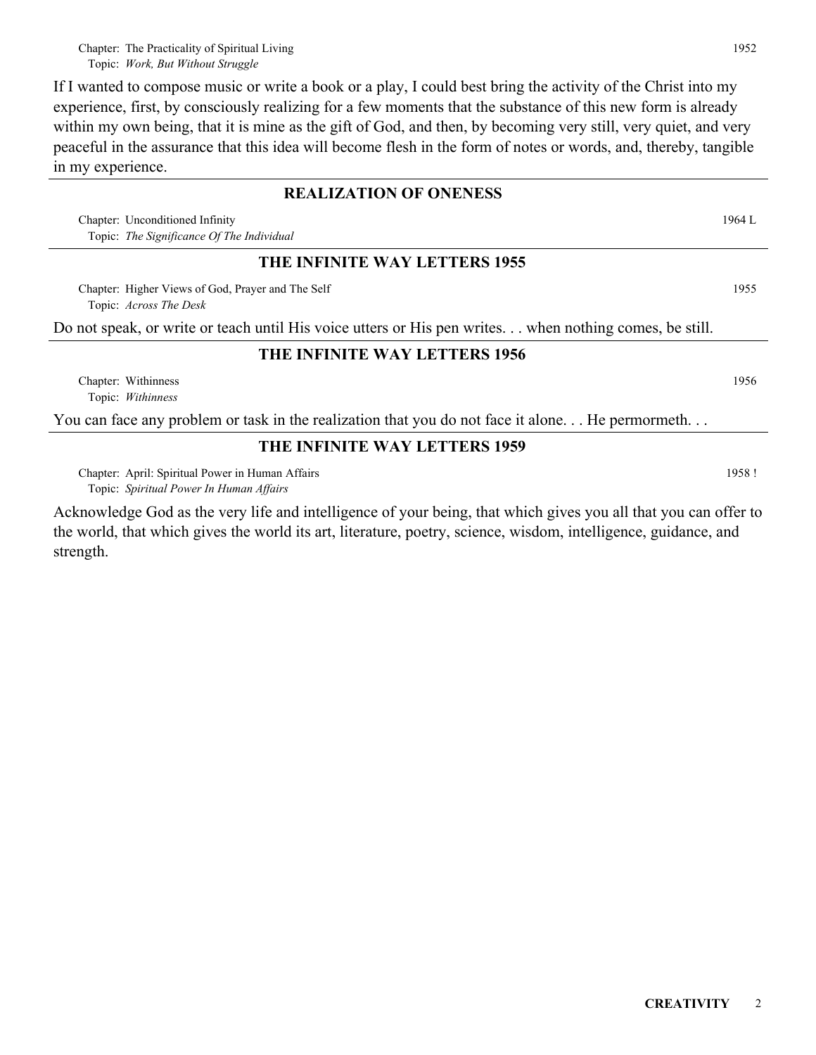Chapter: The Practicality of Spiritual Living — 1952
Topic: *Work, But Without Struggle*

If I wanted to compose music or write a book or a play, I could best bring the activity of the Christ into my experience, first, by consciously realizing for a few moments that the substance of this new form is already within my own being, that it is mine as the gift of God, and then, by becoming very still, very quiet, and very peaceful in the assurance that this idea will become flesh in the form of notes or words, and, thereby, tangible in my experience.

## REALIZATION OF ONENESS

Chapter: Unconditioned Infinity — 1964 L
Topic: *The Significance Of The Individual*

## THE INFINITE WAY LETTERS 1955

Chapter: Higher Views of God, Prayer and The Self — 1955
Topic: *Across The Desk*

Do not speak, or write or teach until His voice utters or His pen writes. . . when nothing comes, be still.

## THE INFINITE WAY LETTERS 1956

Chapter: Withinness — 1956
Topic: *Withinness*

You can face any problem or task in the realization that you do not face it alone. . . He permormeth. . .

## THE INFINITE WAY LETTERS 1959

Chapter: April: Spiritual Power in Human Affairs — 1958 !
Topic: *Spiritual Power In Human Affairs*

Acknowledge God as the very life and intelligence of your being, that which gives you all that you can offer to the world, that which gives the world its art, literature, poetry, science, wisdom, intelligence, guidance, and strength.